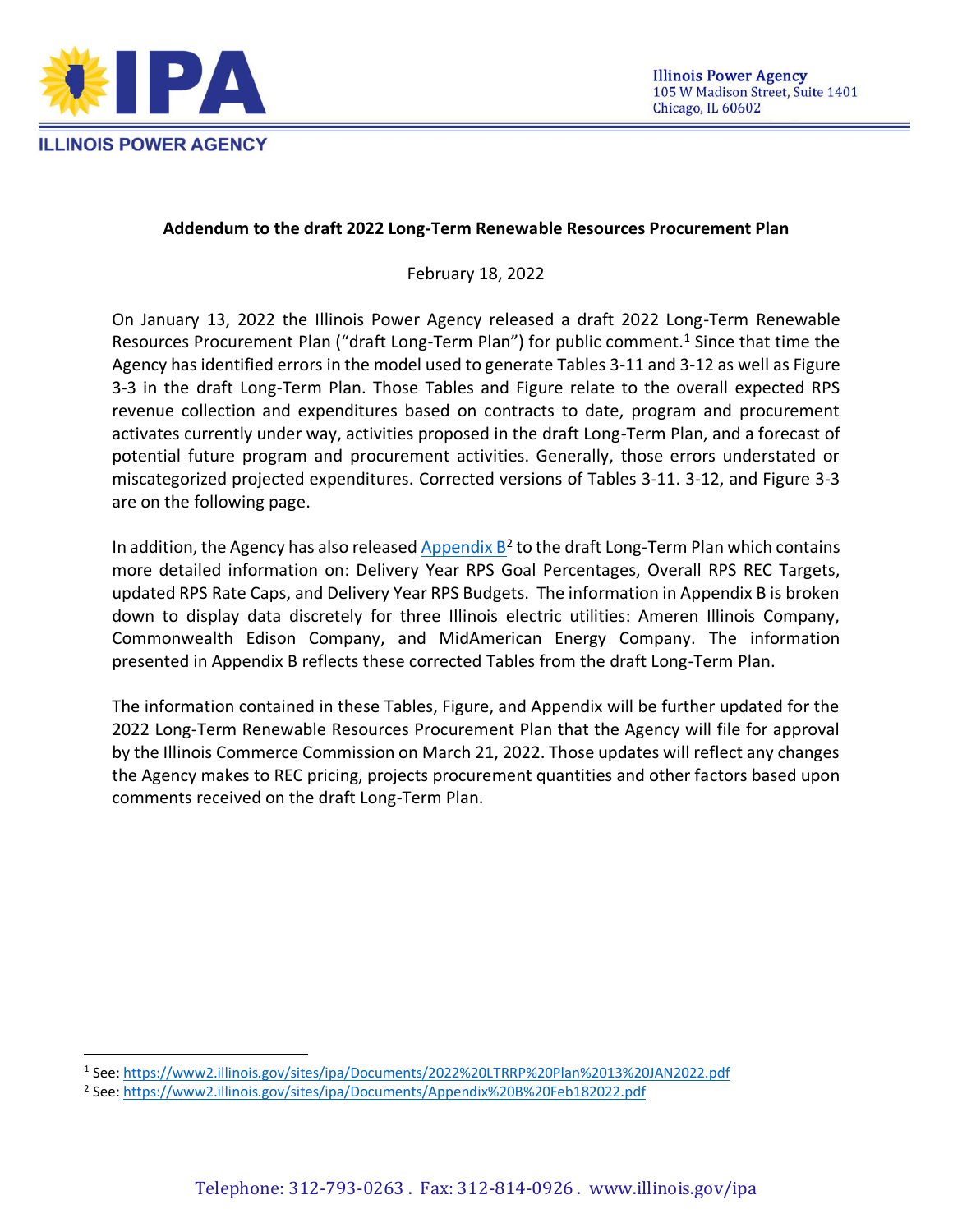**ILLINOIS POWER AGENCY**

**Illinois Power Agency**
105 W Madison Street, Suite 1401
Chicago, IL 60602

**Addendum to the draft 2022 Long-Term Renewable Resources Procurement Plan**

February 18, 2022

On January 13, 2022 the Illinois Power Agency released a draft 2022 Long-Term Renewable Resources Procurement Plan ("draft Long-Term Plan") for public comment.[1] Since that time the Agency has identified errors in the model used to generate Tables 3-11 and 3-12 as well as Figure 3-3 in the draft Long-Term Plan. Those Tables and Figure relate to the overall expected RPS revenue collection and expenditures based on contracts to date, program and procurement activates currently under way, activities proposed in the draft Long-Term Plan, and a forecast of potential future program and procurement activities. Generally, those errors understated or miscategorized projected expenditures. Corrected versions of Tables 3-11. 3-12, and Figure 3-3 are on the following page.

In addition, the Agency has also released Appendix B[2] to the draft Long-Term Plan which contains more detailed information on: Delivery Year RPS Goal Percentages, Overall RPS REC Targets, updated RPS Rate Caps, and Delivery Year RPS Budgets. The information in Appendix B is broken down to display data discretely for three Illinois electric utilities: Ameren Illinois Company, Commonwealth Edison Company, and MidAmerican Energy Company. The information presented in Appendix B reflects these corrected Tables from the draft Long-Term Plan.

The information contained in these Tables, Figure, and Appendix will be further updated for the 2022 Long-Term Renewable Resources Procurement Plan that the Agency will file for approval by the Illinois Commerce Commission on March 21, 2022. Those updates will reflect any changes the Agency makes to REC pricing, projects procurement quantities and other factors based upon comments received on the draft Long-Term Plan.

---

[1] See: https://www2.illinois.gov/sites/ipa/Documents/2022%20LTRRP%20Plan%2013%20JAN2022.pdf

[2] See: https://www2.illinois.gov/sites/ipa/Documents/Appendix%20B%20Feb182022.pdf

Telephone: 312-793-0263 . Fax: 312-814-0926 . www.illinois.gov/ipa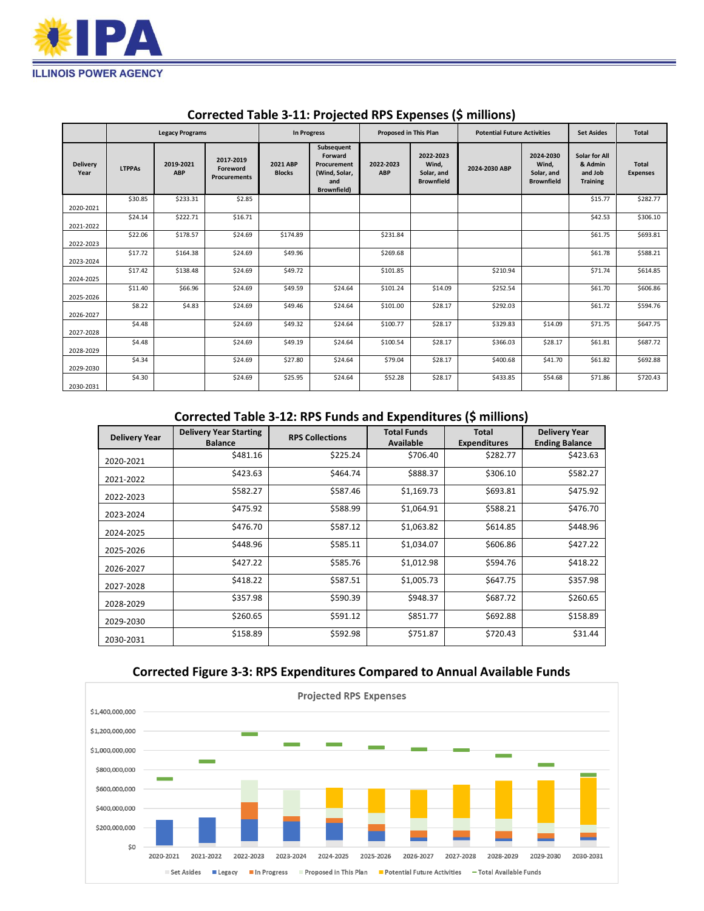## Corrected Table 3-11: Projected RPS Expenses ($ millions)

| | Legacy Programs | | | In Progress | | Proposed in This Plan | | Potential Future Activities | | Set Asides | Total |
|---|---|---|---|---|---|---|---|---|---|---|---|
| Delivery Year | LTPPAs | 2019-2021 ABP | 2017-2019 Foreword Procurements | 2021 ABP Blocks | Subsequent Forward Procurement (Wind, Solar, and Brownfield) | 2022-2023 ABP | 2022-2023 Wind, Solar, and Brownfield | 2024-2030 ABP | 2024-2030 Wind, Solar, and Brownfield | Solar for All & Admin and Job Training | Total Expenses |
| 2020-2021 | $30.85 | $233.31 | $2.85 | | | | | | | $15.77 | $282.77 |
| 2021-2022 | $24.14 | $222.71 | $16.71 | | | | | | | $42.53 | $306.10 |
| 2022-2023 | $22.06 | $178.57 | $24.69 | $174.89 | | $231.84 | | | | $61.75 | $693.81 |
| 2023-2024 | $17.72 | $164.38 | $24.69 | $49.96 | | $269.68 | | | | $61.78 | $588.21 |
| 2024-2025 | $17.42 | $138.48 | $24.69 | $49.72 | | $101.85 | | $210.94 | | $71.74 | $614.85 |
| 2025-2026 | $11.40 | $66.96 | $24.69 | $49.59 | $24.64 | $101.24 | $14.09 | $252.54 | | $61.70 | $606.86 |
| 2026-2027 | $8.22 | $4.83 | $24.69 | $49.46 | $24.64 | $101.00 | $28.17 | $292.03 | | $61.72 | $594.76 |
| 2027-2028 | $4.48 | | $24.69 | $49.32 | $24.64 | $100.77 | $28.17 | $329.83 | $14.09 | $71.75 | $647.75 |
| 2028-2029 | $4.48 | | $24.69 | $49.19 | $24.64 | $100.54 | $28.17 | $366.03 | $28.17 | $61.81 | $687.72 |
| 2029-2030 | $4.34 | | $24.69 | $27.80 | $24.64 | $79.04 | $28.17 | $400.68 | $41.70 | $61.82 | $692.88 |
| 2030-2031 | $4.30 | | $24.69 | $25.95 | $24.64 | $52.28 | $28.17 | $433.85 | $54.68 | $71.86 | $720.43 |

## Corrected Table 3-12: RPS Funds and Expenditures ($ millions)

| Delivery Year | Delivery Year Starting Balance | RPS Collections | Total Funds Available | Total Expenditures | Delivery Year Ending Balance |
|---|---|---|---|---|---|
| 2020-2021 | $481.16 | $225.24 | $706.40 | $282.77 | $423.63 |
| 2021-2022 | $423.63 | $464.74 | $888.37 | $306.10 | $582.27 |
| 2022-2023 | $582.27 | $587.46 | $1,169.73 | $693.81 | $475.92 |
| 2023-2024 | $475.92 | $588.99 | $1,064.91 | $588.21 | $476.70 |
| 2024-2025 | $476.70 | $587.12 | $1,063.82 | $614.85 | $448.96 |
| 2025-2026 | $448.96 | $585.11 | $1,034.07 | $606.86 | $427.22 |
| 2026-2027 | $427.22 | $585.76 | $1,012.98 | $594.76 | $418.22 |
| 2027-2028 | $418.22 | $587.51 | $1,005.73 | $647.75 | $357.98 |
| 2028-2029 | $357.98 | $590.39 | $948.37 | $687.72 | $260.65 |
| 2029-2030 | $260.65 | $591.12 | $851.77 | $692.88 | $158.89 |
| 2030-2031 | $158.89 | $592.98 | $751.87 | $720.43 | $31.44 |

## Corrected Figure 3-3: RPS Expenditures Compared to Annual Available Funds

Projected RPS Expenses

$1,400,000,000
$1,200,000,000
$1,000,000,000
$800,000,000
$600,000,000
$400,000,000
$200,000,000
$0

2020-2021 2021-2022 2022-2023 2023-2024 2024-2025 2025-2026 2026-2027 2027-2028 2028-2029 2029-2030 2030-2031

Set Asides, Legacy, In Progress, Proposed in This Plan, Potential Future Activities, Total Available Funds